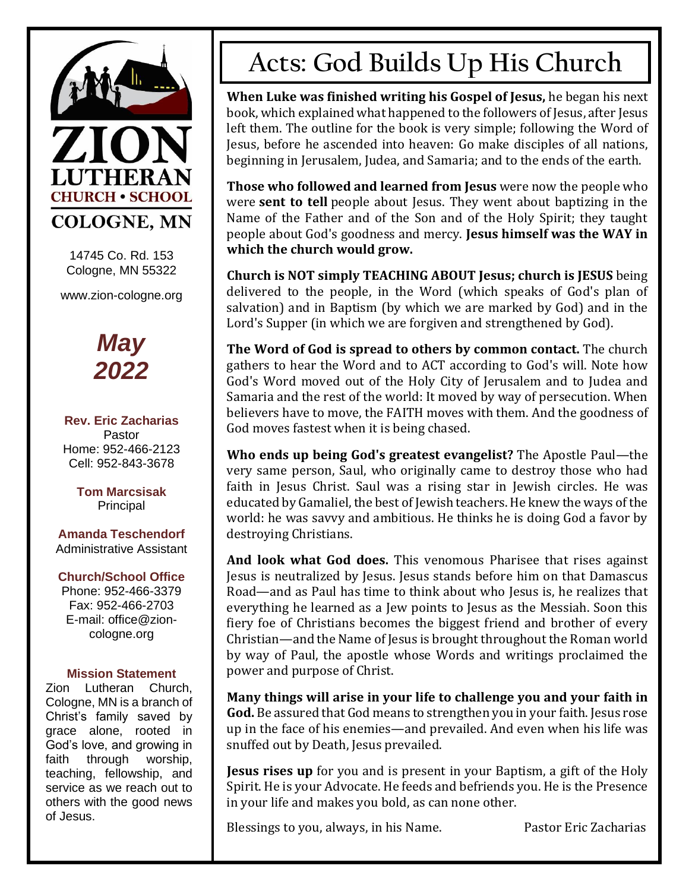# ZION LUTHERAN

**CHURCH • SCHOOL**

**COLOGNE, MN**

14745 Co. Rd. 153
Cologne, MN 55322

www.zion-cologne.org

***May 2022***

**Rev. Eric Zacharias**
Pastor
Home: 952-466-2123
Cell: 952-843-3678

**Tom Marcsisak**
Principal

**Amanda Teschendorf**
Administrative Assistant

**Church/School Office**
Phone: 952-466-3379
Fax: 952-466-2703
E-mail: office@zion-cologne.org

**Mission Statement**

Zion Lutheran Church, Cologne, MN is a branch of Christ's family saved by grace alone, rooted in God's love, and growing in faith through worship, teaching, fellowship, and service as we reach out to others with the good news of Jesus.

# Acts: God Builds Up His Church

**When Luke was finished writing his Gospel of Jesus,** he began his next book, which explained what happened to the followers of Jesus, after Jesus left them. The outline for the book is very simple; following the Word of Jesus, before he ascended into heaven: Go make disciples of all nations, beginning in Jerusalem, Judea, and Samaria; and to the ends of the earth.

**Those who followed and learned from Jesus** were now the people who were **sent to tell** people about Jesus. They went about baptizing in the Name of the Father and of the Son and of the Holy Spirit; they taught people about God's goodness and mercy. **Jesus himself was the WAY in which the church would grow.**

**Church is NOT simply TEACHING ABOUT Jesus; church is JESUS** being delivered to the people, in the Word (which speaks of God's plan of salvation) and in Baptism (by which we are marked by God) and in the Lord's Supper (in which we are forgiven and strengthened by God).

**The Word of God is spread to others by common contact.** The church gathers to hear the Word and to ACT according to God's will. Note how God's Word moved out of the Holy City of Jerusalem and to Judea and Samaria and the rest of the world: It moved by way of persecution. When believers have to move, the FAITH moves with them. And the goodness of God moves fastest when it is being chased.

**Who ends up being God's greatest evangelist?** The Apostle Paul—the very same person, Saul, who originally came to destroy those who had faith in Jesus Christ. Saul was a rising star in Jewish circles. He was educated by Gamaliel, the best of Jewish teachers. He knew the ways of the world: he was savvy and ambitious. He thinks he is doing God a favor by destroying Christians.

**And look what God does.** This venomous Pharisee that rises against Jesus is neutralized by Jesus. Jesus stands before him on that Damascus Road—and as Paul has time to think about who Jesus is, he realizes that everything he learned as a Jew points to Jesus as the Messiah. Soon this fiery foe of Christians becomes the biggest friend and brother of every Christian—and the Name of Jesus is brought throughout the Roman world by way of Paul, the apostle whose Words and writings proclaimed the power and purpose of Christ.

**Many things will arise in your life to challenge you and your faith in God.** Be assured that God means to strengthen you in your faith. Jesus rose up in the face of his enemies—and prevailed. And even when his life was snuffed out by Death, Jesus prevailed.

**Jesus rises up** for you and is present in your Baptism, a gift of the Holy Spirit. He is your Advocate. He feeds and befriends you. He is the Presence in your life and makes you bold, as can none other.

Blessings to you, always, in his Name. Pastor Eric Zacharias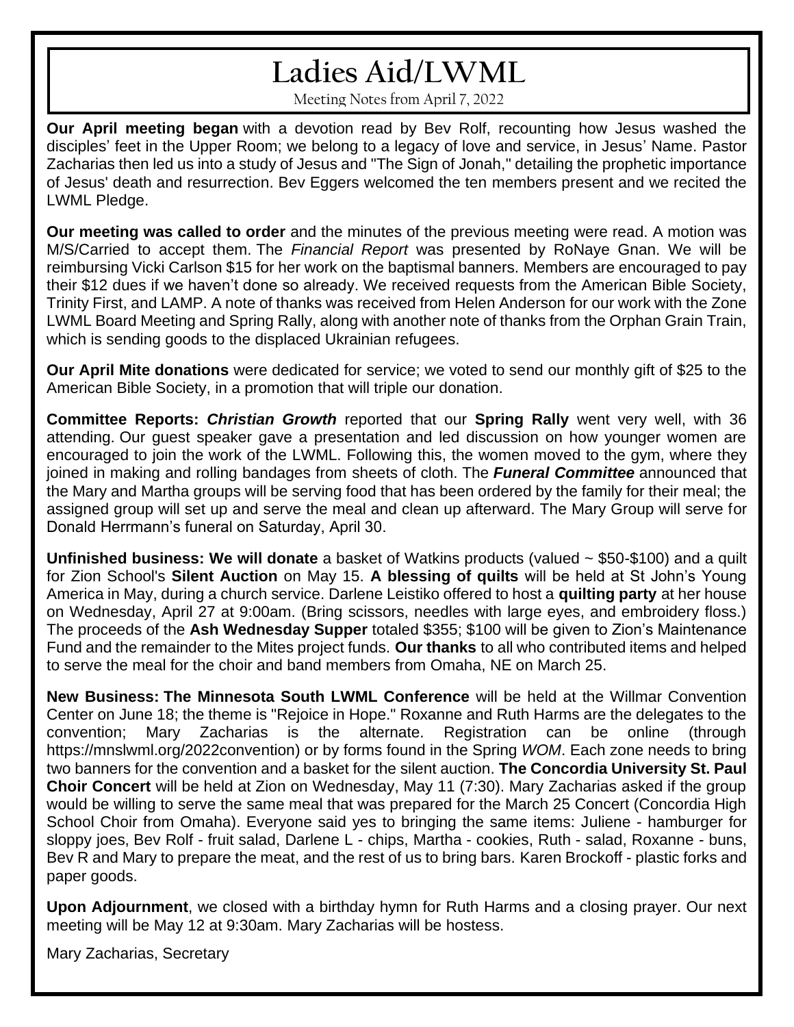# Ladies Aid/LWML

Meeting Notes from April 7, 2022

**Our April meeting began** with a devotion read by Bev Rolf, recounting how Jesus washed the disciples' feet in the Upper Room; we belong to a legacy of love and service, in Jesus' Name. Pastor Zacharias then led us into a study of Jesus and "The Sign of Jonah," detailing the prophetic importance of Jesus' death and resurrection. Bev Eggers welcomed the ten members present and we recited the LWML Pledge.

**Our meeting was called to order** and the minutes of the previous meeting were read. A motion was M/S/Carried to accept them. The *Financial Report* was presented by RoNaye Gnan. We will be reimbursing Vicki Carlson $15 for her work on the baptismal banners. Members are encouraged to pay their $12 dues if we haven't done so already. We received requests from the American Bible Society, Trinity First, and LAMP. A note of thanks was received from Helen Anderson for our work with the Zone LWML Board Meeting and Spring Rally, along with another note of thanks from the Orphan Grain Train, which is sending goods to the displaced Ukrainian refugees.

**Our April Mite donations** were dedicated for service; we voted to send our monthly gift of $25 to the American Bible Society, in a promotion that will triple our donation.

**Committee Reports:** ***Christian Growth*** reported that our **Spring Rally** went very well, with 36 attending. Our guest speaker gave a presentation and led discussion on how younger women are encouraged to join the work of the LWML. Following this, the women moved to the gym, where they joined in making and rolling bandages from sheets of cloth. The ***Funeral Committee*** announced that the Mary and Martha groups will be serving food that has been ordered by the family for their meal; the assigned group will set up and serve the meal and clean up afterward. The Mary Group will serve for Donald Herrmann's funeral on Saturday, April 30.

**Unfinished business: We will donate** a basket of Watkins products (valued ~ $50-$100) and a quilt for Zion School's **Silent Auction** on May 15. **A blessing of quilts** will be held at St John's Young America in May, during a church service. Darlene Leistiko offered to host a **quilting party** at her house on Wednesday, April 27 at 9:00am. (Bring scissors, needles with large eyes, and embroidery floss.) The proceeds of the **Ash Wednesday Supper** totaled $355; $100 will be given to Zion's Maintenance Fund and the remainder to the Mites project funds. **Our thanks** to all who contributed items and helped to serve the meal for the choir and band members from Omaha, NE on March 25.

**New Business: The Minnesota South LWML Conference** will be held at the Willmar Convention Center on June 18; the theme is "Rejoice in Hope." Roxanne and Ruth Harms are the delegates to the convention; Mary Zacharias is the alternate. Registration can be online (through https://mnslwml.org/2022convention) or by forms found in the Spring *WOM*. Each zone needs to bring two banners for the convention and a basket for the silent auction. **The Concordia University St. Paul Choir Concert** will be held at Zion on Wednesday, May 11 (7:30). Mary Zacharias asked if the group would be willing to serve the same meal that was prepared for the March 25 Concert (Concordia High School Choir from Omaha). Everyone said yes to bringing the same items: Juliene - hamburger for sloppy joes, Bev Rolf - fruit salad, Darlene L - chips, Martha - cookies, Ruth - salad, Roxanne - buns, Bev R and Mary to prepare the meat, and the rest of us to bring bars. Karen Brockoff - plastic forks and paper goods.

**Upon Adjournment**, we closed with a birthday hymn for Ruth Harms and a closing prayer. Our next meeting will be May 12 at 9:30am. Mary Zacharias will be hostess.

Mary Zacharias, Secretary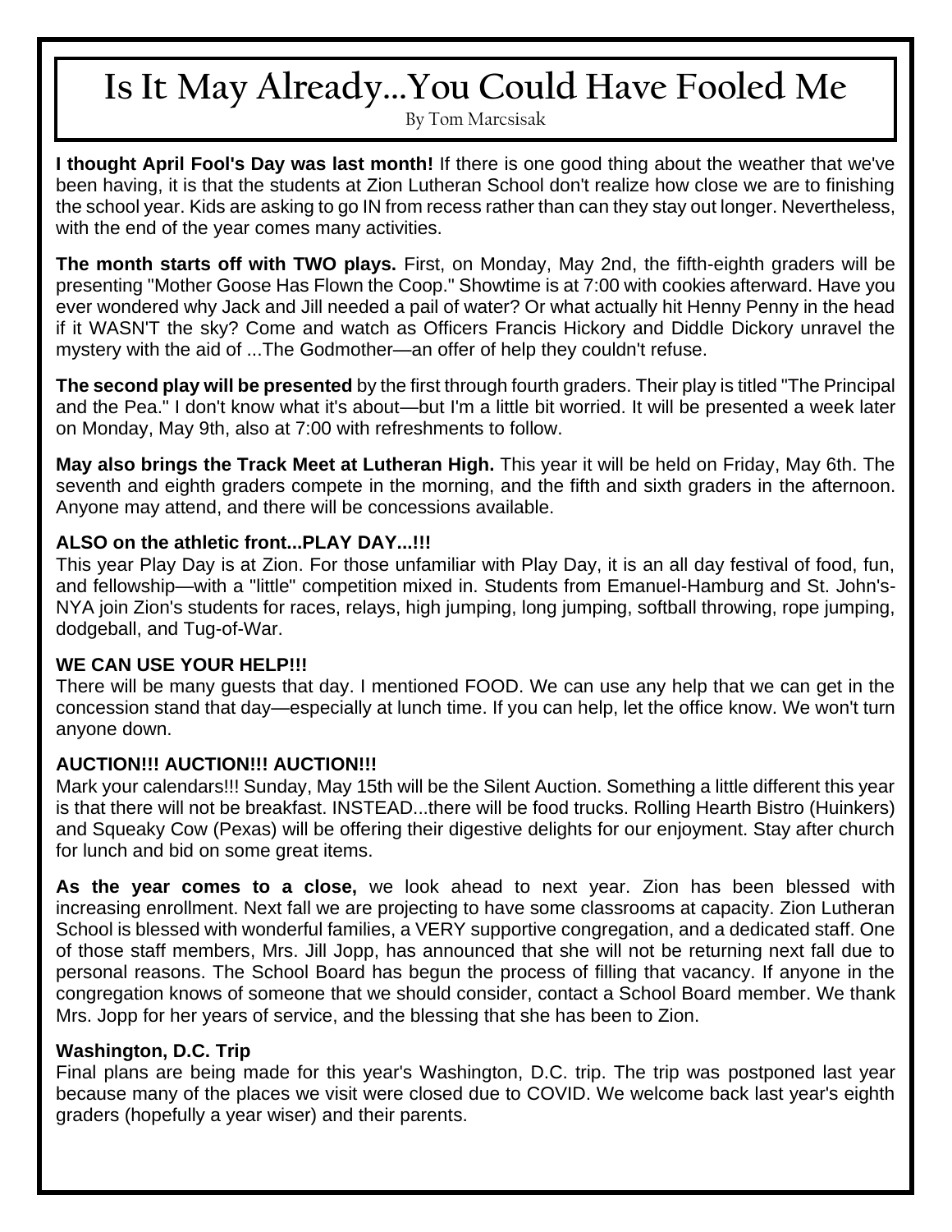# Is It May Already...You Could Have Fooled Me

By Tom Marcsisak

**I thought April Fool's Day was last month!** If there is one good thing about the weather that we've been having, it is that the students at Zion Lutheran School don't realize how close we are to finishing the school year. Kids are asking to go IN from recess rather than can they stay out longer. Nevertheless, with the end of the year comes many activities.

**The month starts off with TWO plays.** First, on Monday, May 2nd, the fifth-eighth graders will be presenting "Mother Goose Has Flown the Coop." Showtime is at 7:00 with cookies afterward. Have you ever wondered why Jack and Jill needed a pail of water? Or what actually hit Henny Penny in the head if it WASN'T the sky? Come and watch as Officers Francis Hickory and Diddle Dickory unravel the mystery with the aid of ...The Godmother—an offer of help they couldn't refuse.

**The second play will be presented** by the first through fourth graders. Their play is titled "The Principal and the Pea." I don't know what it's about—but I'm a little bit worried. It will be presented a week later on Monday, May 9th, also at 7:00 with refreshments to follow.

**May also brings the Track Meet at Lutheran High.** This year it will be held on Friday, May 6th. The seventh and eighth graders compete in the morning, and the fifth and sixth graders in the afternoon. Anyone may attend, and there will be concessions available.

**ALSO on the athletic front...PLAY DAY...!!!**

This year Play Day is at Zion. For those unfamiliar with Play Day, it is an all day festival of food, fun, and fellowship—with a "little" competition mixed in. Students from Emanuel-Hamburg and St. John's-NYA join Zion's students for races, relays, high jumping, long jumping, softball throwing, rope jumping, dodgeball, and Tug-of-War.

**WE CAN USE YOUR HELP!!!**

There will be many guests that day. I mentioned FOOD. We can use any help that we can get in the concession stand that day—especially at lunch time. If you can help, let the office know. We won't turn anyone down.

**AUCTION!!! AUCTION!!! AUCTION!!!**

Mark your calendars!!! Sunday, May 15th will be the Silent Auction. Something a little different this year is that there will not be breakfast. INSTEAD...there will be food trucks. Rolling Hearth Bistro (Huinkers) and Squeaky Cow (Pexas) will be offering their digestive delights for our enjoyment. Stay after church for lunch and bid on some great items.

**As the year comes to a close,** we look ahead to next year. Zion has been blessed with increasing enrollment. Next fall we are projecting to have some classrooms at capacity. Zion Lutheran School is blessed with wonderful families, a VERY supportive congregation, and a dedicated staff. One of those staff members, Mrs. Jill Jopp, has announced that she will not be returning next fall due to personal reasons. The School Board has begun the process of filling that vacancy. If anyone in the congregation knows of someone that we should consider, contact a School Board member. We thank Mrs. Jopp for her years of service, and the blessing that she has been to Zion.

**Washington, D.C. Trip**

Final plans are being made for this year's Washington, D.C. trip. The trip was postponed last year because many of the places we visit were closed due to COVID. We welcome back last year's eighth graders (hopefully a year wiser) and their parents.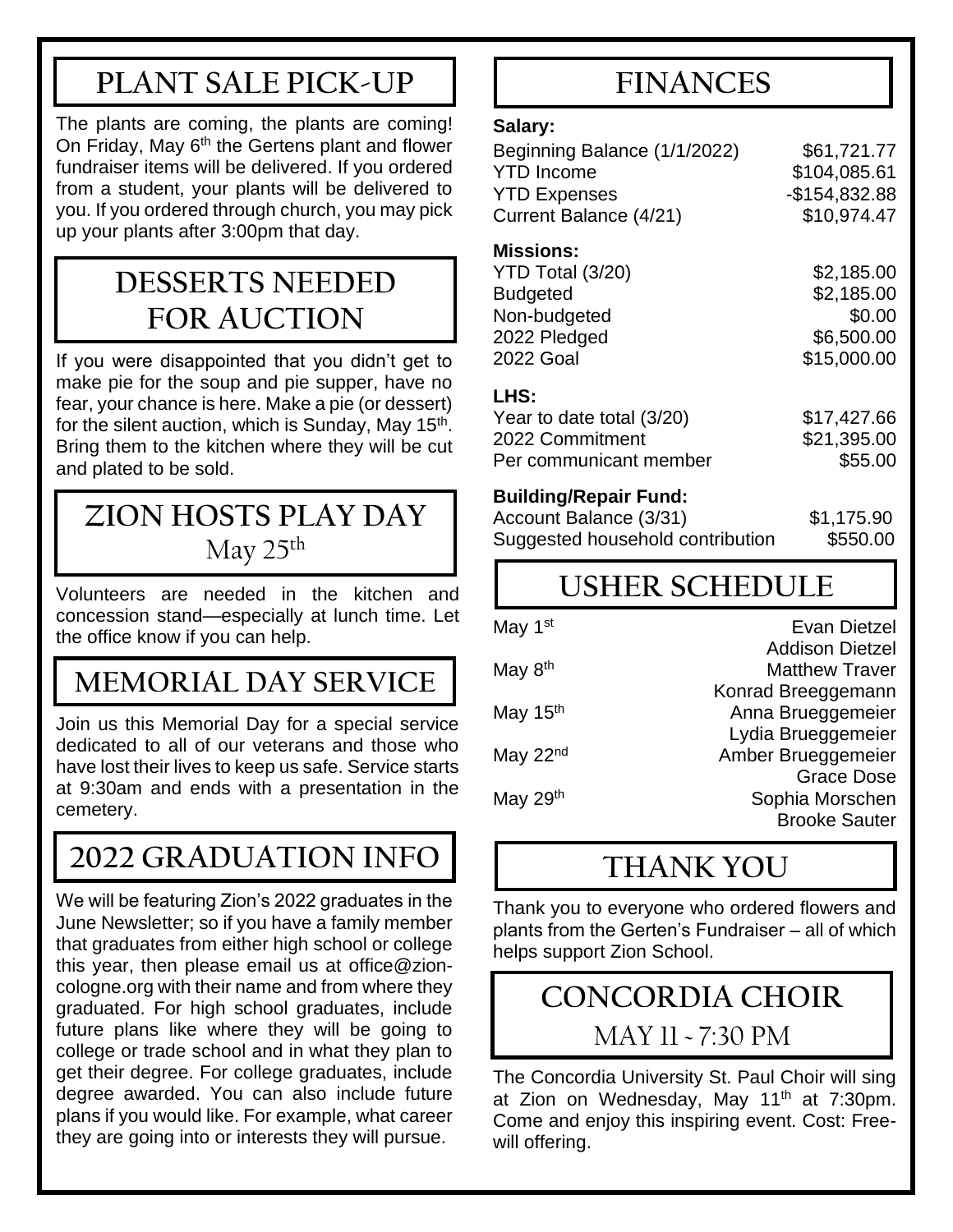## PLANT SALE PICK-UP

The plants are coming, the plants are coming! On Friday, May 6th the Gertens plant and flower fundraiser items will be delivered. If you ordered from a student, your plants will be delivered to you. If you ordered through church, you may pick up your plants after 3:00pm that day.

## DESSERTS NEEDED FOR AUCTION

If you were disappointed that you didn't get to make pie for the soup and pie supper, have no fear, your chance is here. Make a pie (or dessert) for the silent auction, which is Sunday, May 15th. Bring them to the kitchen where they will be cut and plated to be sold.

## ZION HOSTS PLAY DAY

May 25th

Volunteers are needed in the kitchen and concession stand—especially at lunch time. Let the office know if you can help.

## MEMORIAL DAY SERVICE

Join us this Memorial Day for a special service dedicated to all of our veterans and those who have lost their lives to keep us safe. Service starts at 9:30am and ends with a presentation in the cemetery.

## 2022 GRADUATION INFO

We will be featuring Zion's 2022 graduates in the June Newsletter; so if you have a family member that graduates from either high school or college this year, then please email us at office@zion-cologne.org with their name and from where they graduated. For high school graduates, include future plans like where they will be going to college or trade school and in what they plan to get their degree. For college graduates, include degree awarded. You can also include future plans if you would like. For example, what career they are going into or interests they will pursue.

## FINANCES

**Salary:**

| | |
|---|---|
| Beginning Balance (1/1/2022) | $61,721.77 |
| YTD Income | $104,085.61 |
| YTD Expenses | -$154,832.88 |
| Current Balance (4/21) | $10,974.47 |

**Missions:**

| | |
|---|---|
| YTD Total (3/20) | $2,185.00 |
| Budgeted | $2,185.00 |
| Non-budgeted | $0.00 |
| 2022 Pledged | $6,500.00 |
| 2022 Goal | $15,000.00 |

**LHS:**

| | |
|---|---|
| Year to date total (3/20) | $17,427.66 |
| 2022 Commitment | $21,395.00 |
| Per communicant member | $55.00 |

**Building/Repair Fund:**

| | |
|---|---|
| Account Balance (3/31) | $1,175.90 |
| Suggested household contribution | $550.00 |

## USHER SCHEDULE

| | |
|---|---|
| May 1st | Evan Dietzel<br>Addison Dietzel |
| May 8th | Matthew Traver<br>Konrad Breeggemann |
| May 15th | Anna Brueggemeier<br>Lydia Brueggemeier |
| May 22nd | Amber Brueggemeier<br>Grace Dose |
| May 29th | Sophia Morschen<br>Brooke Sauter |

## THANK YOU

Thank you to everyone who ordered flowers and plants from the Gerten's Fundraiser – all of which helps support Zion School.

## CONCORDIA CHOIR

MAY 11 - 7:30 PM

The Concordia University St. Paul Choir will sing at Zion on Wednesday, May 11th at 7:30pm. Come and enjoy this inspiring event. Cost: Free-will offering.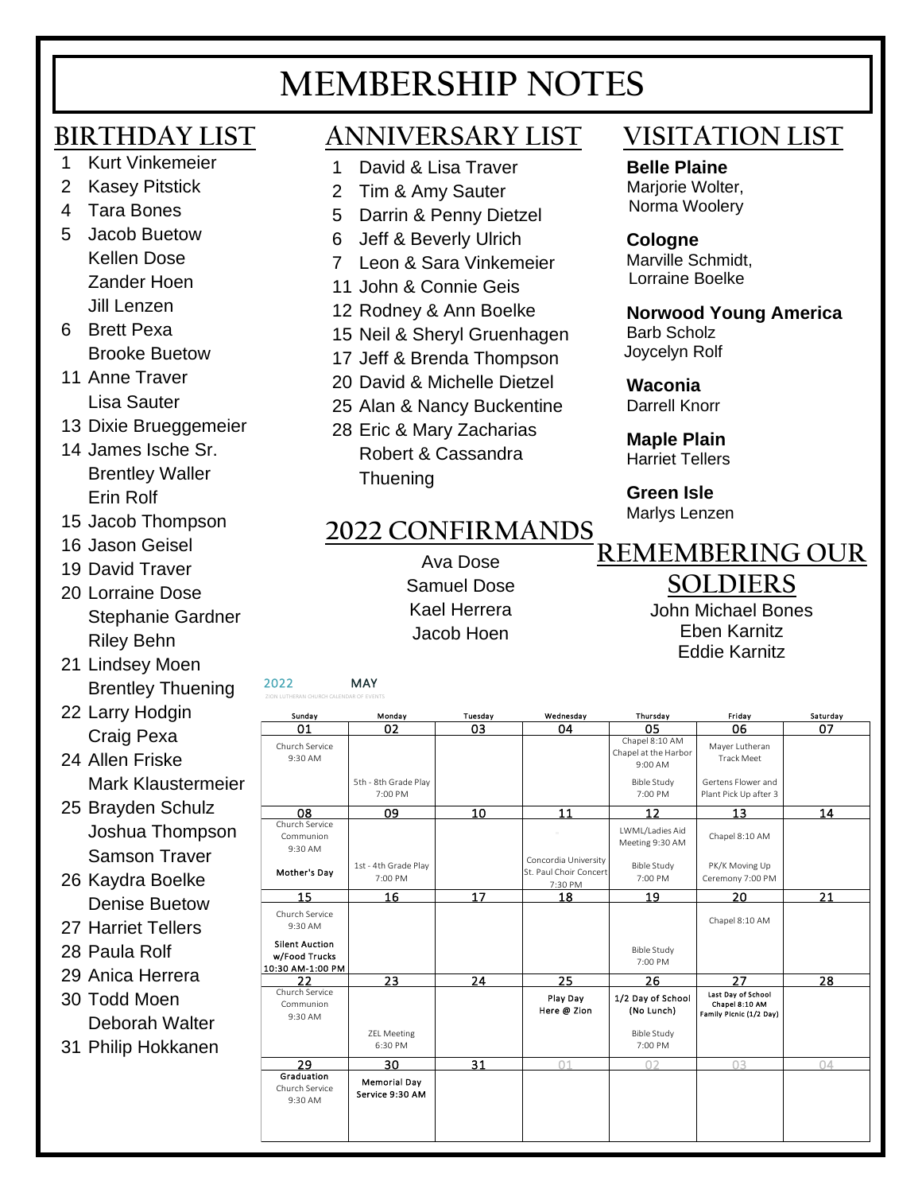# MEMBERSHIP NOTES

## BIRTHDAY LIST

1 Kurt Vinkemeier
2 Kasey Pitstick
4 Tara Bones
5 Jacob Buetow
Kellen Dose
Zander Hoen
Jill Lenzen
6 Brett Pexa
Brooke Buetow
11 Anne Traver
Lisa Sauter
13 Dixie Brueggemeier
14 James Ische Sr.
Brentley Waller
Erin Rolf
15 Jacob Thompson
16 Jason Geisel
19 David Traver
20 Lorraine Dose
Stephanie Gardner
Riley Behn
21 Lindsey Moen
Brentley Thuening
22 Larry Hodgin
Craig Pexa
24 Allen Friske
Mark Klaustermeier
25 Brayden Schulz
Joshua Thompson
Samson Traver
26 Kaydra Boelke
Denise Buetow
27 Harriet Tellers
28 Paula Rolf
29 Anica Herrera
30 Todd Moen
Deborah Walter
31 Philip Hokkanen

## ANNIVERSARY LIST

1 David & Lisa Traver
2 Tim & Amy Sauter
5 Darrin & Penny Dietzel
6 Jeff & Beverly Ulrich
7 Leon & Sara Vinkemeier
11 John & Connie Geis
12 Rodney & Ann Boelke
15 Neil & Sheryl Gruenhagen
17 Jeff & Brenda Thompson
20 David & Michelle Dietzel
25 Alan & Nancy Buckentine
28 Eric & Mary Zacharias
Robert & Cassandra Thuening

## 2022 CONFIRMANDS

Ava Dose
Samuel Dose
Kael Herrera
Jacob Hoen

## VISITATION LIST

**Belle Plaine**
Marjorie Wolter,
Norma Woolery

**Cologne**
Marville Schmidt,
Lorraine Boelke

**Norwood Young America**
Barb Scholz
Joycelyn Rolf

**Waconia**
Darrell Knorr

**Maple Plain**
Harriet Tellers

**Green Isle**
Marlys Lenzen

## REMEMBERING OUR SOLDIERS

John Michael Bones
Eben Karnitz
Eddie Karnitz

2022 MAY

ZION LUTHERAN CHURCH CALENDAR OF EVENTS

| Sunday | Monday | Tuesday | Wednesday | Thursday | Friday | Saturday |
|---|---|---|---|---|---|---|
| 01<br>Church Service 9:30 AM | 02<br>5th - 8th Grade Play 7:00 PM | 03 | 04 | 05<br>Chapel 8:10 AM<br>Chapel at the Harbor 9:00 AM<br>Bible Study 7:00 PM | 06<br>Mayer Lutheran Track Meet<br>Gertens Flower and Plant Pick Up after 3 | 07 |
| 08<br>Church Service Communion 9:30 AM<br>Mother's Day | 09<br>1st - 4th Grade Play 7:00 PM | 10 | 11<br>Concordia University St. Paul Choir Concert 7:30 PM | 12<br>LWML/Ladies Aid Meeting 9:30 AM<br>Bible Study 7:00 PM | 13<br>Chapel 8:10 AM<br>PK/K Moving Up Ceremony 7:00 PM | 14 |
| 15<br>Church Service 9:30 AM<br>Silent Auction w/Food Trucks 10:30 AM-1:00 PM | 16 | 17 | 18 | 19<br>Bible Study 7:00 PM | 20<br>Chapel 8:10 AM | 21 |
| 22<br>Church Service Communion 9:30 AM | 23<br>ZEL Meeting 6:30 PM | 24 | 25<br>Play Day Here @ Zion | 26<br>1/2 Day of School (No Lunch)<br>Bible Study 7:00 PM | 27<br>Last Day of School<br>Chapel 8:10 AM<br>Family Picnic (1/2 Day) | 28 |
| 29<br>Graduation<br>Church Service 9:30 AM | 30<br>Memorial Day Service 9:30 AM | 31 | 01 | 02 | 03 | 04 |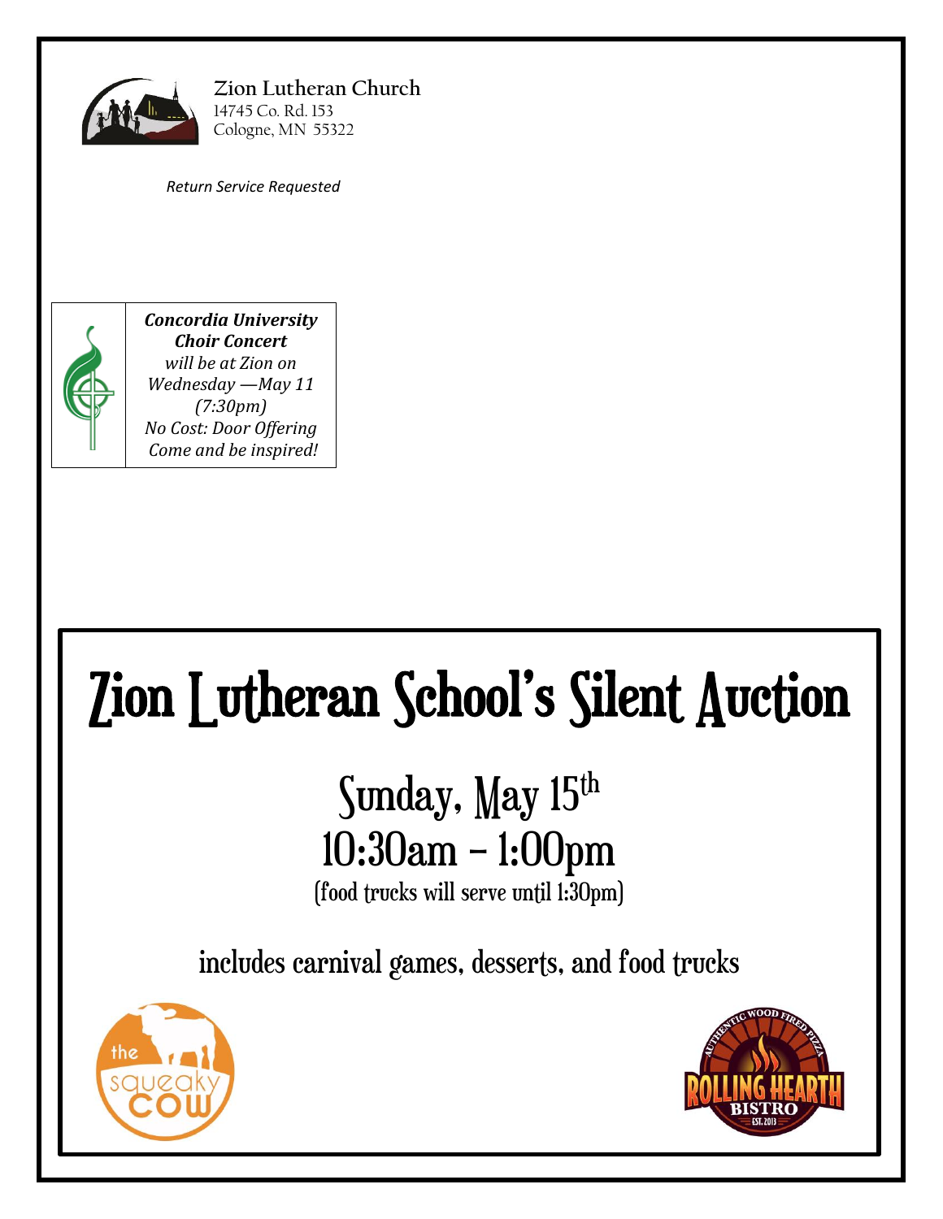**Zion Lutheran Church**
14745 Co. Rd. 153
Cologne, MN 55322

*Return Service Requested*

***Concordia University Choir Concert***
*will be at Zion on*
*Wednesday —May 11*
*(7:30pm)*
*No Cost: Door Offering*
*Come and be inspired!*

# Zion Lutheran School's Silent Auction

## Sunday, May 15th
## 10:30am – 1:00pm

(food trucks will serve until 1:30pm)

includes carnival games, desserts, and food trucks

the squeaky COW

AUTHENTIC WOOD FIRED PIZZA
ROLLING HEARTH BISTRO
EST. 2013